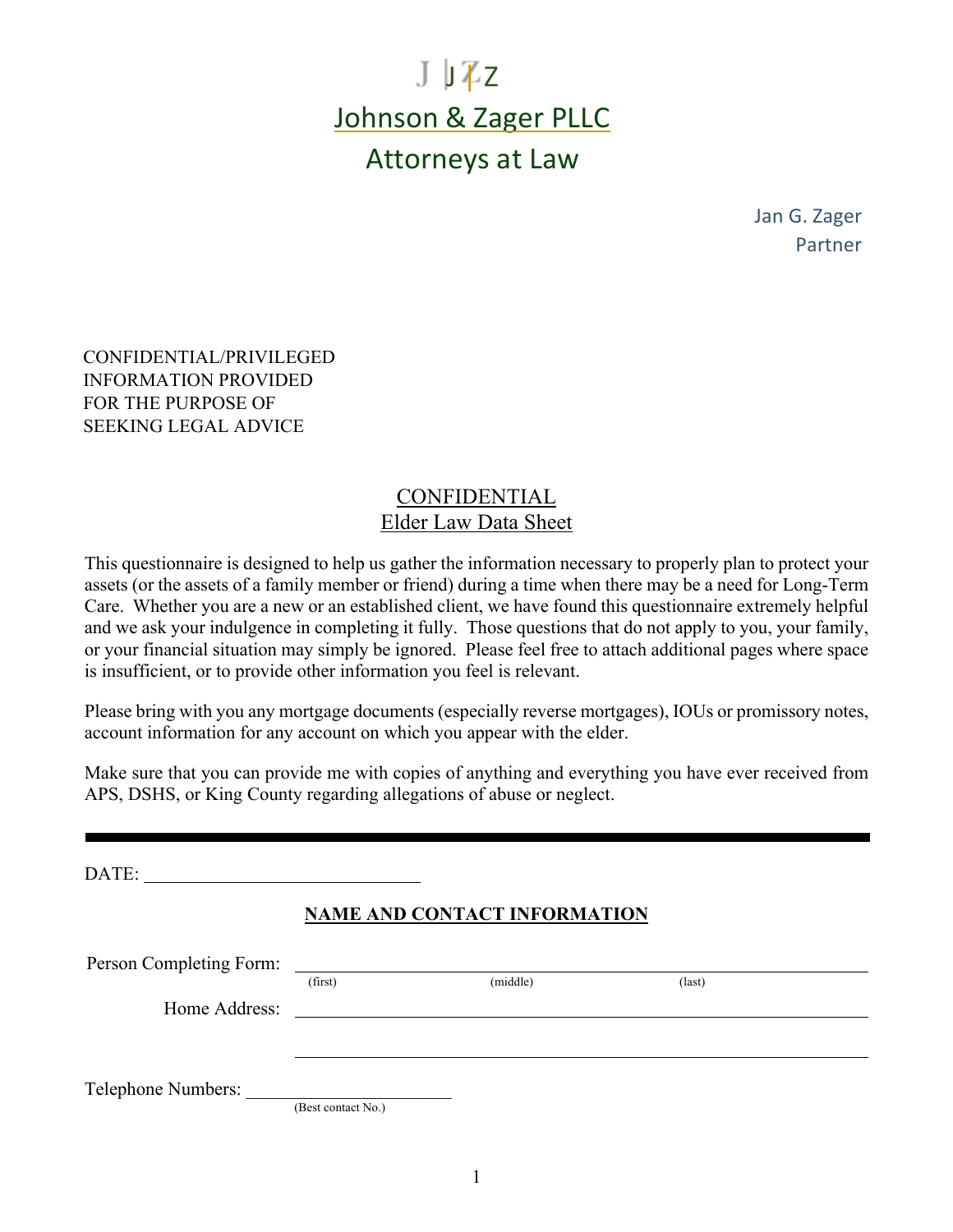J JZ

# Johnson & Zager PLLC

## Attorneys at Law

Jan G. Zager
Partner

CONFIDENTIAL/PRIVILEGED
INFORMATION PROVIDED
FOR THE PURPOSE OF
SEEKING LEGAL ADVICE

## CONFIDENTIAL
## Elder Law Data Sheet

This questionnaire is designed to help us gather the information necessary to properly plan to protect your assets (or the assets of a family member or friend) during a time when there may be a need for Long-Term Care. Whether you are a new or an established client, we have found this questionnaire extremely helpful and we ask your indulgence in completing it fully. Those questions that do not apply to you, your family, or your financial situation may simply be ignored. Please feel free to attach additional pages where space is insufficient, or to provide other information you feel is relevant.

Please bring with you any mortgage documents (especially reverse mortgages), IOUs or promissory notes, account information for any account on which you appear with the elder.

Make sure that you can provide me with copies of anything and everything you have ever received from APS, DSHS, or King County regarding allegations of abuse or neglect.

---

DATE: ______________________________

### NAME AND CONTACT INFORMATION

Person Completing Form: ____________________________________________
(first) (middle) (last)

Home Address: ____________________________________________

____________________________________________

Telephone Numbers: ______________________
(Best contact No.)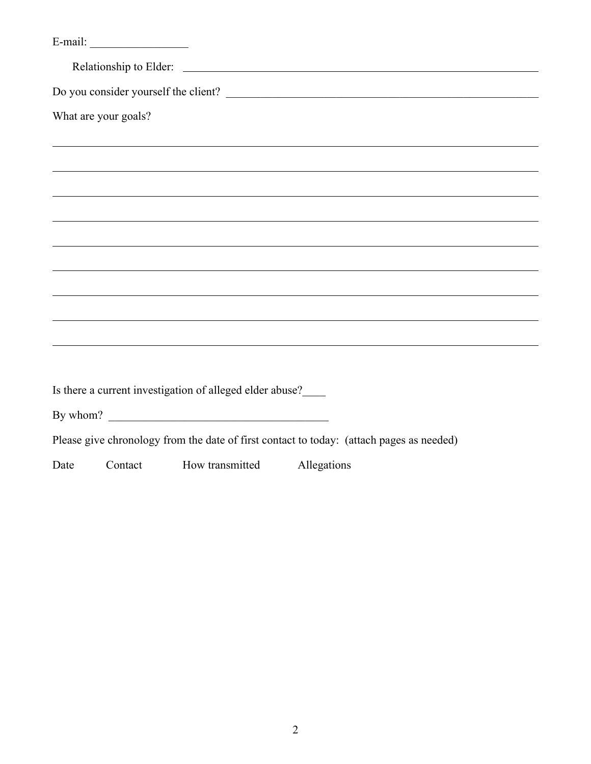E-mail: _________________

Relationship to Elder: ______________________________________________________________

Do you consider yourself the client? ______________________________________________________

What are your goals?

_____________________________________________________________________________________

_____________________________________________________________________________________

_____________________________________________________________________________________

_____________________________________________________________________________________

_____________________________________________________________________________________

_____________________________________________________________________________________

_____________________________________________________________________________________

_____________________________________________________________________________________

_____________________________________________________________________________________

Is there a current investigation of alleged elder abuse?____

By whom? ______________________________________

Please give chronology from the date of first contact to today: (attach pages as needed)

| Date | Contact | How transmitted | Allegations |
|---|---|---|---|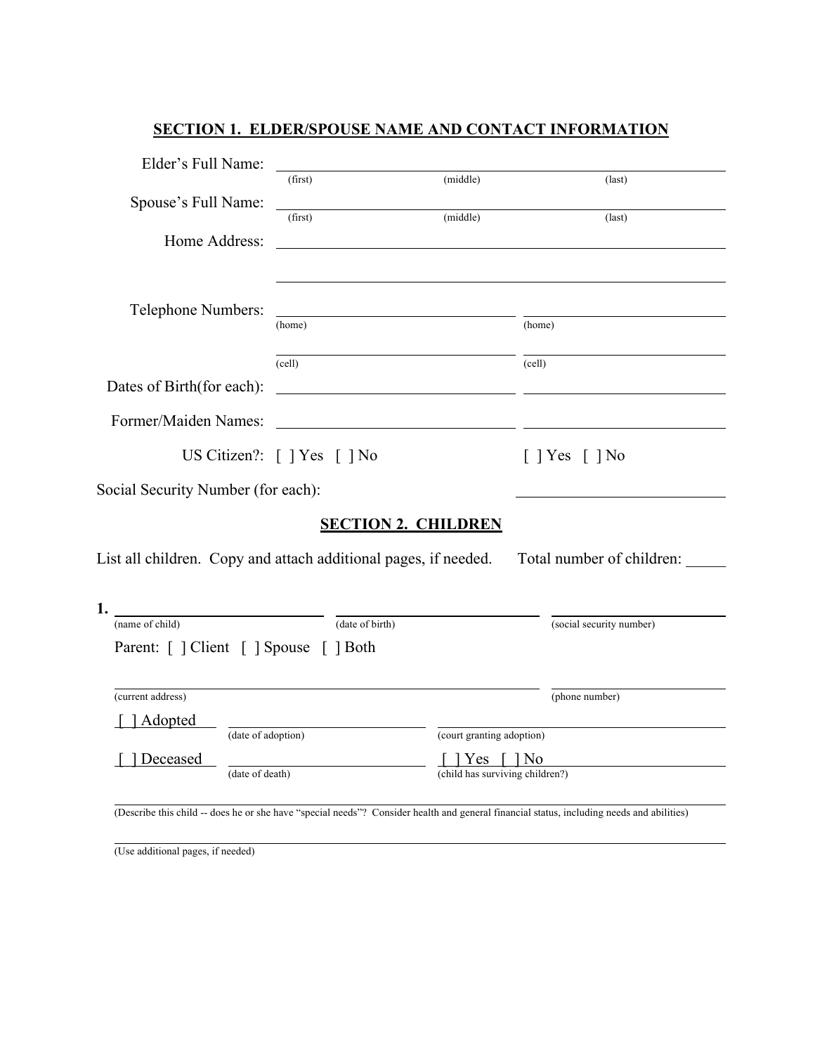## SECTION 1. ELDER/SPOUSE NAME AND CONTACT INFORMATION

Elder's Full Name: ______________________________________________
(first) (middle) (last)

Spouse's Full Name: ______________________________________________
(first) (middle) (last)

Home Address: ______________________________________________

______________________________________________

Telephone Numbers: ______________________ ______________________
(home) (home)

______________________ ______________________
(cell) (cell)

Dates of Birth(for each): ______________________ ______________________

Former/Maiden Names: ______________________ ______________________

US Citizen?: [ ] Yes [ ] No [ ] Yes [ ] No

Social Security Number (for each): ______________________

## SECTION 2. CHILDREN

List all children. Copy and attach additional pages, if needed. Total number of children: _____

**1.** ______________________ ______________________ ______________________
(name of child) (date of birth) (social security number)

Parent: [ ] Client [ ] Spouse [ ] Both

______________________________________________ ______________________
(current address) (phone number)

[ ] Adopted ______________________ ______________________
(date of adoption) (court granting adoption)

[ ] Deceased ______________________ [ ] Yes [ ] No
(date of death) (child has surviving children?)

______________________________________________
(Describe this child -- does he or she have "special needs"? Consider health and general financial status, including needs and abilities)

______________________________________________
(Use additional pages, if needed)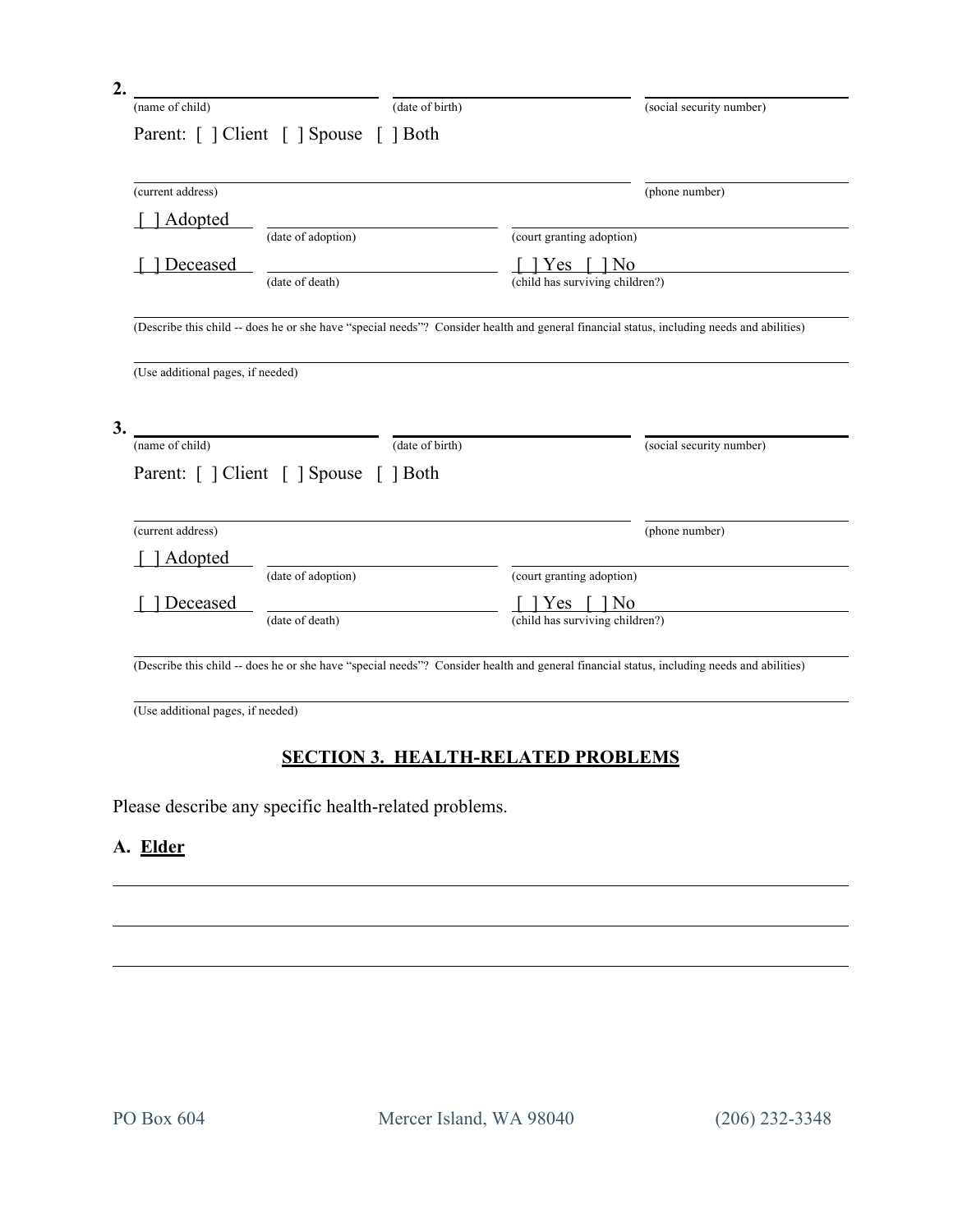**2.** \_\_\_\_\_\_\_\_\_\_\_\_\_\_\_\_\_\_\_\_ \_\_\_\_\_\_\_\_\_\_\_\_\_\_\_\_\_\_\_\_ \_\_\_\_\_\_\_\_\_\_\_\_\_\_\_\_\_\_\_\_

(name of child) (date of birth) (social security number)

Parent: [ ] Client [ ] Spouse [ ] Both

\_\_\_\_\_\_\_\_\_\_\_\_\_\_\_\_\_\_\_\_\_\_\_\_\_\_\_\_\_\_\_\_\_\_\_\_\_\_\_\_ \_\_\_\_\_\_\_\_\_\_\_\_\_\_\_\_\_\_\_\_

(current address) (phone number)

[ ] Adopted \_\_\_\_\_\_\_\_\_\_\_\_\_\_\_\_\_\_\_\_ \_\_\_\_\_\_\_\_\_\_\_\_\_\_\_\_\_\_\_\_

(date of adoption) (court granting adoption)

[ ] Deceased \_\_\_\_\_\_\_\_\_\_\_\_\_\_\_\_\_\_\_\_ [ ] Yes [ ] No

(date of death) (child has surviving children?)

\_\_\_\_\_\_\_\_\_\_\_\_\_\_\_\_\_\_\_\_\_\_\_\_\_\_\_\_\_\_\_\_\_\_\_\_\_\_\_\_\_\_\_\_\_\_\_\_\_\_\_\_\_\_\_\_\_\_\_\_

(Describe this child -- does he or she have "special needs"? Consider health and general financial status, including needs and abilities)

\_\_\_\_\_\_\_\_\_\_\_\_\_\_\_\_\_\_\_\_\_\_\_\_\_\_\_\_\_\_\_\_\_\_\_\_\_\_\_\_\_\_\_\_\_\_\_\_\_\_\_\_\_\_\_\_\_\_\_\_

(Use additional pages, if needed)

**3.** \_\_\_\_\_\_\_\_\_\_\_\_\_\_\_\_\_\_\_\_ \_\_\_\_\_\_\_\_\_\_\_\_\_\_\_\_\_\_\_\_ \_\_\_\_\_\_\_\_\_\_\_\_\_\_\_\_\_\_\_\_

(name of child) (date of birth) (social security number)

Parent: [ ] Client [ ] Spouse [ ] Both

\_\_\_\_\_\_\_\_\_\_\_\_\_\_\_\_\_\_\_\_\_\_\_\_\_\_\_\_\_\_\_\_\_\_\_\_\_\_\_\_ \_\_\_\_\_\_\_\_\_\_\_\_\_\_\_\_\_\_\_\_

(current address) (phone number)

[ ] Adopted \_\_\_\_\_\_\_\_\_\_\_\_\_\_\_\_\_\_\_\_ \_\_\_\_\_\_\_\_\_\_\_\_\_\_\_\_\_\_\_\_

(date of adoption) (court granting adoption)

[ ] Deceased \_\_\_\_\_\_\_\_\_\_\_\_\_\_\_\_\_\_\_\_ [ ] Yes [ ] No

(date of death) (child has surviving children?)

\_\_\_\_\_\_\_\_\_\_\_\_\_\_\_\_\_\_\_\_\_\_\_\_\_\_\_\_\_\_\_\_\_\_\_\_\_\_\_\_\_\_\_\_\_\_\_\_\_\_\_\_\_\_\_\_\_\_\_\_

(Describe this child -- does he or she have "special needs"? Consider health and general financial status, including needs and abilities)

\_\_\_\_\_\_\_\_\_\_\_\_\_\_\_\_\_\_\_\_\_\_\_\_\_\_\_\_\_\_\_\_\_\_\_\_\_\_\_\_\_\_\_\_\_\_\_\_\_\_\_\_\_\_\_\_\_\_\_\_

(Use additional pages, if needed)

## SECTION 3. HEALTH-RELATED PROBLEMS

Please describe any specific health-related problems.

**A. Elder**

\_\_\_\_\_\_\_\_\_\_\_\_\_\_\_\_\_\_\_\_\_\_\_\_\_\_\_\_\_\_\_\_\_\_\_\_\_\_\_\_\_\_\_\_\_\_\_\_\_\_\_\_\_\_\_\_\_\_\_\_

\_\_\_\_\_\_\_\_\_\_\_\_\_\_\_\_\_\_\_\_\_\_\_\_\_\_\_\_\_\_\_\_\_\_\_\_\_\_\_\_\_\_\_\_\_\_\_\_\_\_\_\_\_\_\_\_\_\_\_\_

\_\_\_\_\_\_\_\_\_\_\_\_\_\_\_\_\_\_\_\_\_\_\_\_\_\_\_\_\_\_\_\_\_\_\_\_\_\_\_\_\_\_\_\_\_\_\_\_\_\_\_\_\_\_\_\_\_\_\_\_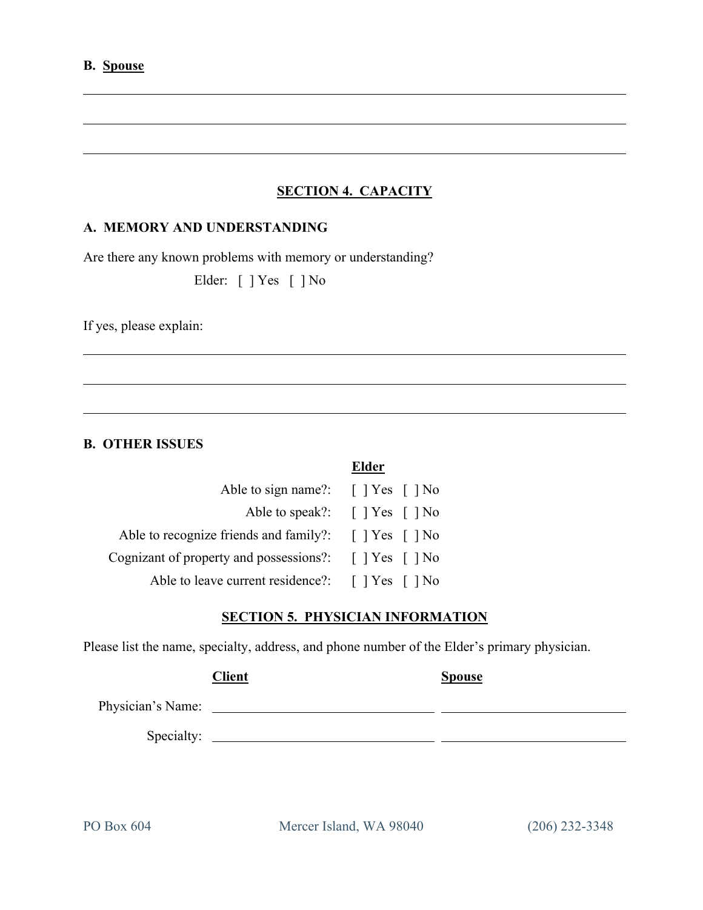**B. Spouse**

\_\_\_\_\_\_\_\_\_\_\_\_\_\_\_\_\_\_\_\_\_\_\_\_\_\_\_\_\_\_\_\_\_\_\_\_\_\_\_\_\_\_\_\_\_\_\_\_\_\_\_\_\_\_\_\_\_\_\_\_\_\_\_\_\_\_\_\_\_\_\_\_\_\_\_\_\_\_

\_\_\_\_\_\_\_\_\_\_\_\_\_\_\_\_\_\_\_\_\_\_\_\_\_\_\_\_\_\_\_\_\_\_\_\_\_\_\_\_\_\_\_\_\_\_\_\_\_\_\_\_\_\_\_\_\_\_\_\_\_\_\_\_\_\_\_\_\_\_\_\_\_\_\_\_\_\_

\_\_\_\_\_\_\_\_\_\_\_\_\_\_\_\_\_\_\_\_\_\_\_\_\_\_\_\_\_\_\_\_\_\_\_\_\_\_\_\_\_\_\_\_\_\_\_\_\_\_\_\_\_\_\_\_\_\_\_\_\_\_\_\_\_\_\_\_\_\_\_\_\_\_\_\_\_\_

## SECTION 4. CAPACITY

### A. MEMORY AND UNDERSTANDING

Are there any known problems with memory or understanding?

Elder: [ ] Yes [ ] No

If yes, please explain:

\_\_\_\_\_\_\_\_\_\_\_\_\_\_\_\_\_\_\_\_\_\_\_\_\_\_\_\_\_\_\_\_\_\_\_\_\_\_\_\_\_\_\_\_\_\_\_\_\_\_\_\_\_\_\_\_\_\_\_\_\_\_\_\_\_\_\_\_\_\_\_\_\_\_\_\_\_\_

\_\_\_\_\_\_\_\_\_\_\_\_\_\_\_\_\_\_\_\_\_\_\_\_\_\_\_\_\_\_\_\_\_\_\_\_\_\_\_\_\_\_\_\_\_\_\_\_\_\_\_\_\_\_\_\_\_\_\_\_\_\_\_\_\_\_\_\_\_\_\_\_\_\_\_\_\_\_

\_\_\_\_\_\_\_\_\_\_\_\_\_\_\_\_\_\_\_\_\_\_\_\_\_\_\_\_\_\_\_\_\_\_\_\_\_\_\_\_\_\_\_\_\_\_\_\_\_\_\_\_\_\_\_\_\_\_\_\_\_\_\_\_\_\_\_\_\_\_\_\_\_\_\_\_\_\_

### B. OTHER ISSUES

| | Elder |
|---|---|
| Able to sign name?: | [ ] Yes [ ] No |
| Able to speak?: | [ ] Yes [ ] No |
| Able to recognize friends and family?: | [ ] Yes [ ] No |
| Cognizant of property and possessions?: | [ ] Yes [ ] No |
| Able to leave current residence?: | [ ] Yes [ ] No |

## SECTION 5. PHYSICIAN INFORMATION

Please list the name, specialty, address, and phone number of the Elder's primary physician.

| | Client | Spouse |
|---|---|---|
| Physician's Name: | \_\_\_\_\_\_\_\_\_\_\_\_\_\_\_\_\_\_\_\_ | \_\_\_\_\_\_\_\_\_\_\_\_\_\_\_\_\_\_\_\_ |
| Specialty: | \_\_\_\_\_\_\_\_\_\_\_\_\_\_\_\_\_\_\_\_ | \_\_\_\_\_\_\_\_\_\_\_\_\_\_\_\_\_\_\_\_ |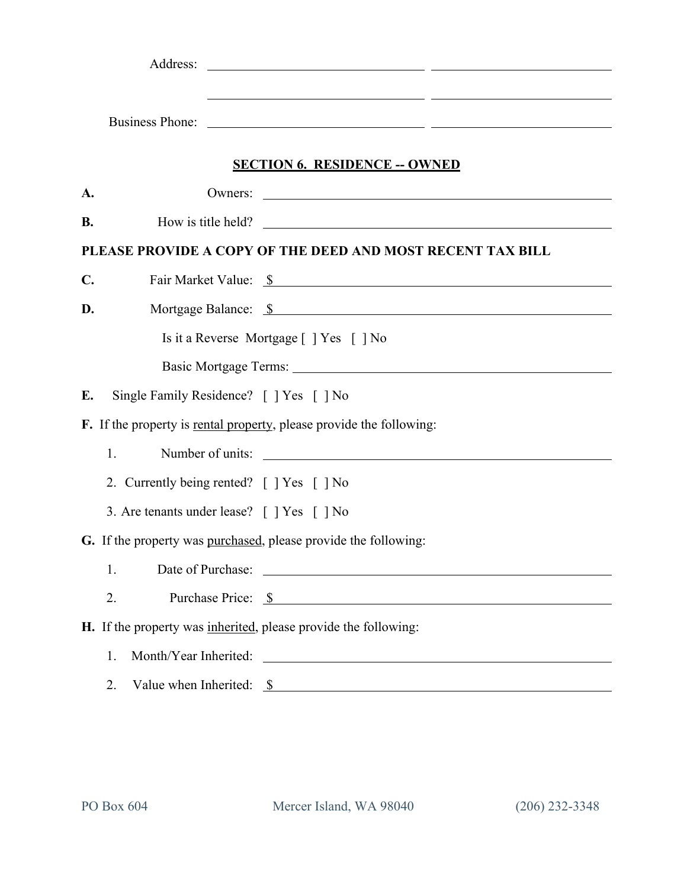Address: ______________________ ______________________

______________________ ______________________

Business Phone: ______________________ ______________________

## SECTION 6. RESIDENCE -- OWNED

**A.** Owners: ______________________

**B.** How is title held? ______________________

**PLEASE PROVIDE A COPY OF THE DEED AND MOST RECENT TAX BILL**

**C.** Fair Market Value: $ ______________________

**D.** Mortgage Balance: $ ______________________

Is it a Reverse Mortgage [ ] Yes [ ] No

Basic Mortgage Terms: ______________________

**E.** Single Family Residence? [ ] Yes [ ] No

**F.** If the property is rental property, please provide the following:

1. Number of units: ______________________
2. Currently being rented? [ ] Yes [ ] No
3. Are tenants under lease? [ ] Yes [ ] No

**G.** If the property was purchased, please provide the following:

1. Date of Purchase: ______________________
2. Purchase Price: $ ______________________

**H.** If the property was inherited, please provide the following:

1. Month/Year Inherited: ______________________
2. Value when Inherited: $ ______________________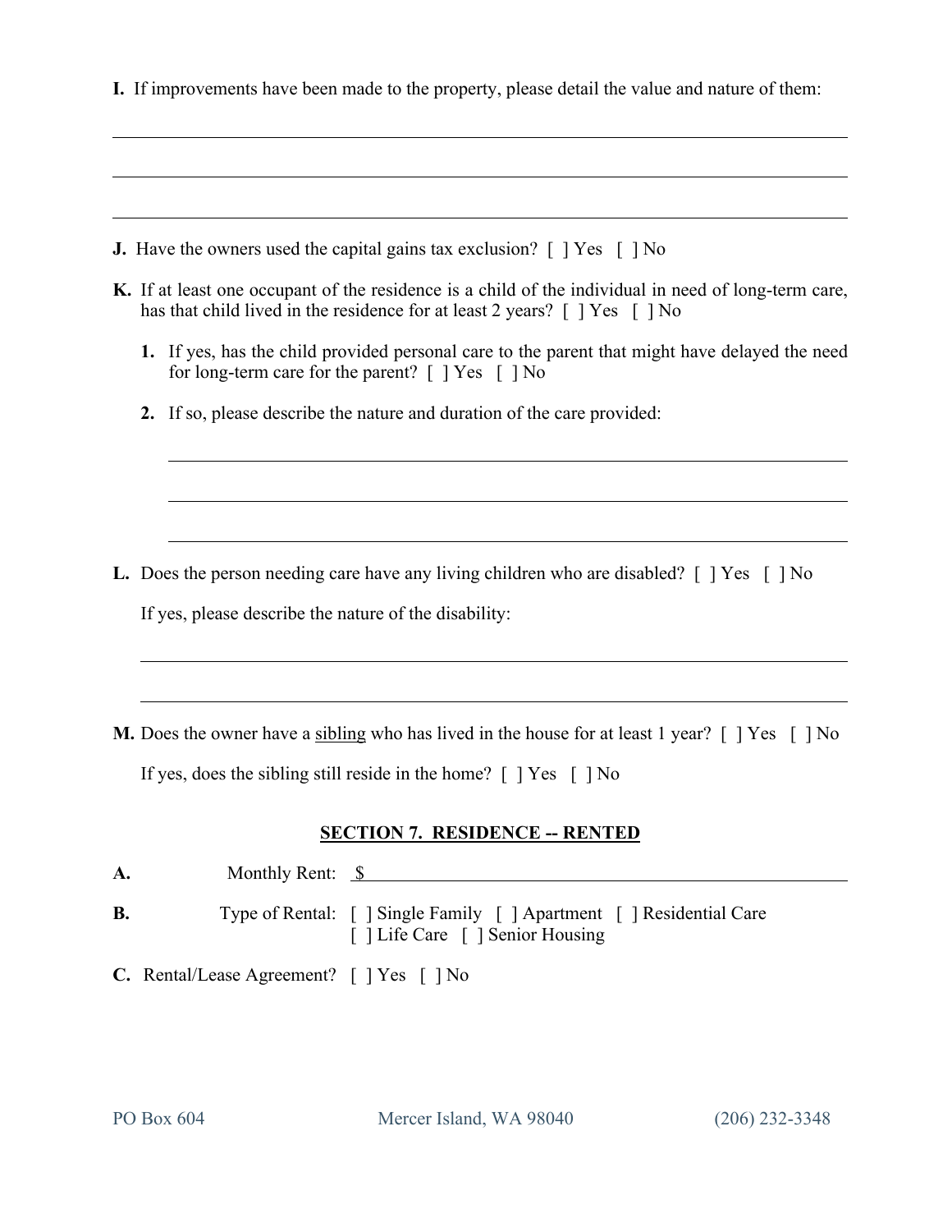**I.** If improvements have been made to the property, please detail the value and nature of them:

\_\_\_\_\_\_\_\_\_\_\_\_\_\_\_\_\_\_\_\_\_\_\_\_\_\_\_\_\_\_\_\_\_\_\_\_\_\_\_\_\_\_\_\_\_\_\_\_\_\_\_\_\_\_\_\_\_\_\_\_\_\_\_\_\_\_\_\_\_\_\_\_

\_\_\_\_\_\_\_\_\_\_\_\_\_\_\_\_\_\_\_\_\_\_\_\_\_\_\_\_\_\_\_\_\_\_\_\_\_\_\_\_\_\_\_\_\_\_\_\_\_\_\_\_\_\_\_\_\_\_\_\_\_\_\_\_\_\_\_\_\_\_\_\_

\_\_\_\_\_\_\_\_\_\_\_\_\_\_\_\_\_\_\_\_\_\_\_\_\_\_\_\_\_\_\_\_\_\_\_\_\_\_\_\_\_\_\_\_\_\_\_\_\_\_\_\_\_\_\_\_\_\_\_\_\_\_\_\_\_\_\_\_\_\_\_\_

**J.** Have the owners used the capital gains tax exclusion? [ ] Yes [ ] No

**K.** If at least one occupant of the residence is a child of the individual in need of long-term care, has that child lived in the residence for at least 2 years? [ ] Yes [ ] No

1. If yes, has the child provided personal care to the parent that might have delayed the need for long-term care for the parent? [ ] Yes [ ] No

2. If so, please describe the nature and duration of the care provided:

   \_\_\_\_\_\_\_\_\_\_\_\_\_\_\_\_\_\_\_\_\_\_\_\_\_\_\_\_\_\_\_\_\_\_\_\_\_\_\_\_\_\_\_\_\_\_\_\_\_\_\_\_\_\_\_\_\_\_\_\_\_\_\_\_\_\_

   \_\_\_\_\_\_\_\_\_\_\_\_\_\_\_\_\_\_\_\_\_\_\_\_\_\_\_\_\_\_\_\_\_\_\_\_\_\_\_\_\_\_\_\_\_\_\_\_\_\_\_\_\_\_\_\_\_\_\_\_\_\_\_\_\_\_

   \_\_\_\_\_\_\_\_\_\_\_\_\_\_\_\_\_\_\_\_\_\_\_\_\_\_\_\_\_\_\_\_\_\_\_\_\_\_\_\_\_\_\_\_\_\_\_\_\_\_\_\_\_\_\_\_\_\_\_\_\_\_\_\_\_\_

**L.** Does the person needing care have any living children who are disabled? [ ] Yes [ ] No

If yes, please describe the nature of the disability:

\_\_\_\_\_\_\_\_\_\_\_\_\_\_\_\_\_\_\_\_\_\_\_\_\_\_\_\_\_\_\_\_\_\_\_\_\_\_\_\_\_\_\_\_\_\_\_\_\_\_\_\_\_\_\_\_\_\_\_\_\_\_\_\_\_\_\_\_

\_\_\_\_\_\_\_\_\_\_\_\_\_\_\_\_\_\_\_\_\_\_\_\_\_\_\_\_\_\_\_\_\_\_\_\_\_\_\_\_\_\_\_\_\_\_\_\_\_\_\_\_\_\_\_\_\_\_\_\_\_\_\_\_\_\_\_\_

**M.** Does the owner have a <u>sibling</u> who has lived in the house for at least 1 year? [ ] Yes [ ] No

If yes, does the sibling still reside in the home? [ ] Yes [ ] No

## SECTION 7. RESIDENCE -- RENTED

**A.** Monthly Rent: $\_\_\_\_\_\_\_\_\_\_\_\_\_\_\_\_\_\_\_\_\_\_\_\_\_\_\_\_\_\_\_\_\_\_\_\_\_\_\_\_\_\_\_\_\_\_\_\_

**B.** Type of Rental: [ ] Single Family [ ] Apartment [ ] Residential Care [ ] Life Care [ ] Senior Housing

**C.** Rental/Lease Agreement? [ ] Yes [ ] No

PO Box 604 Mercer Island, WA 98040 (206) 232-3348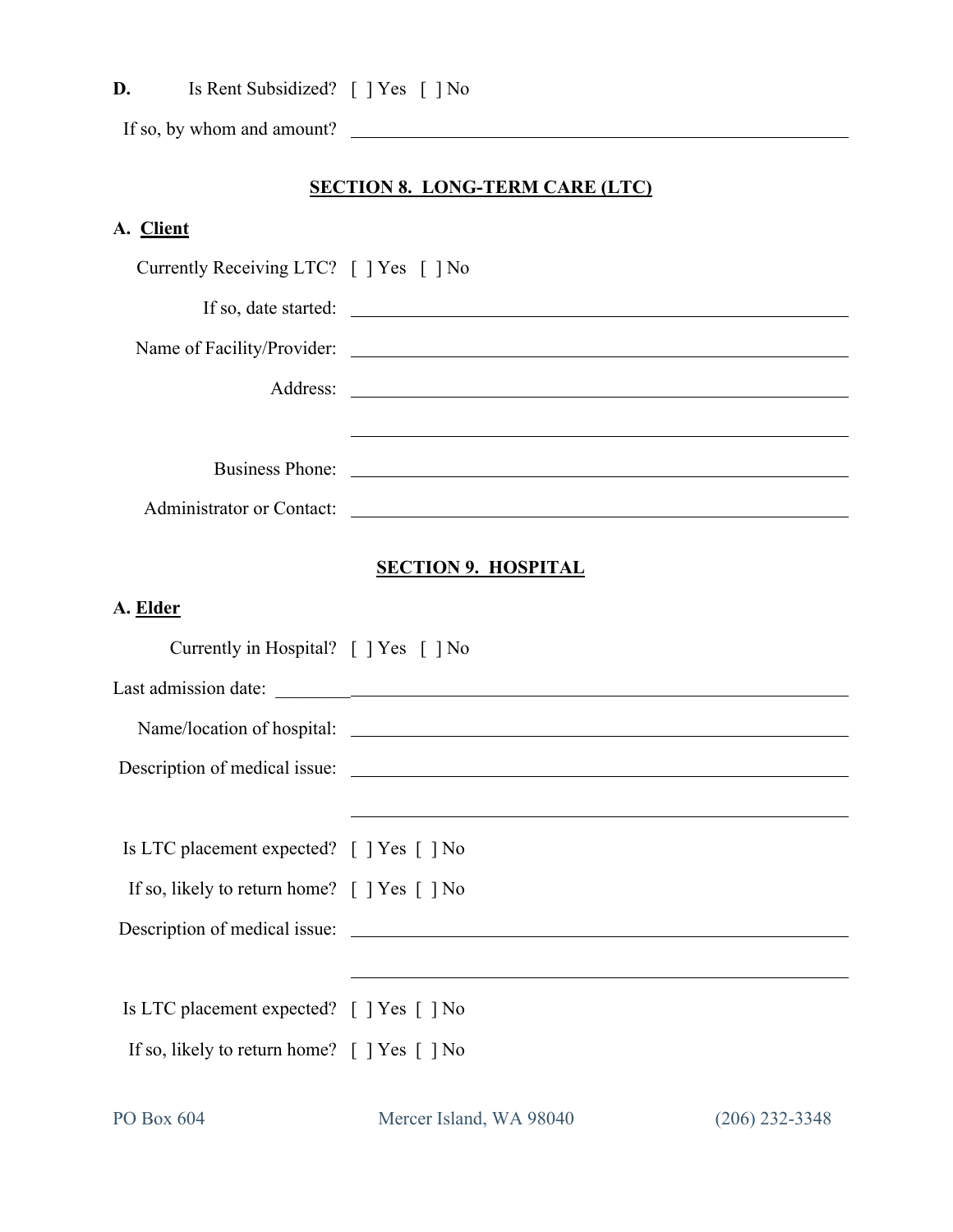**D.** Is Rent Subsidized? [ ] Yes [ ] No

If so, by whom and amount? ______________________________

## SECTION 8. LONG-TERM CARE (LTC)

**A. Client**

Currently Receiving LTC? [ ] Yes [ ] No

If so, date started: ______________________________

Name of Facility/Provider: ______________________________

Address: ______________________________

______________________________

Business Phone: ______________________________

Administrator or Contact: ______________________________

## SECTION 9. HOSPITAL

**A. Elder**

Currently in Hospital? [ ] Yes [ ] No

Last admission date: ______________________________

Name/location of hospital: ______________________________

Description of medical issue: ______________________________

______________________________

Is LTC placement expected? [ ] Yes [ ] No

If so, likely to return home? [ ] Yes [ ] No

Description of medical issue: ______________________________

______________________________

Is LTC placement expected? [ ] Yes [ ] No

If so, likely to return home? [ ] Yes [ ] No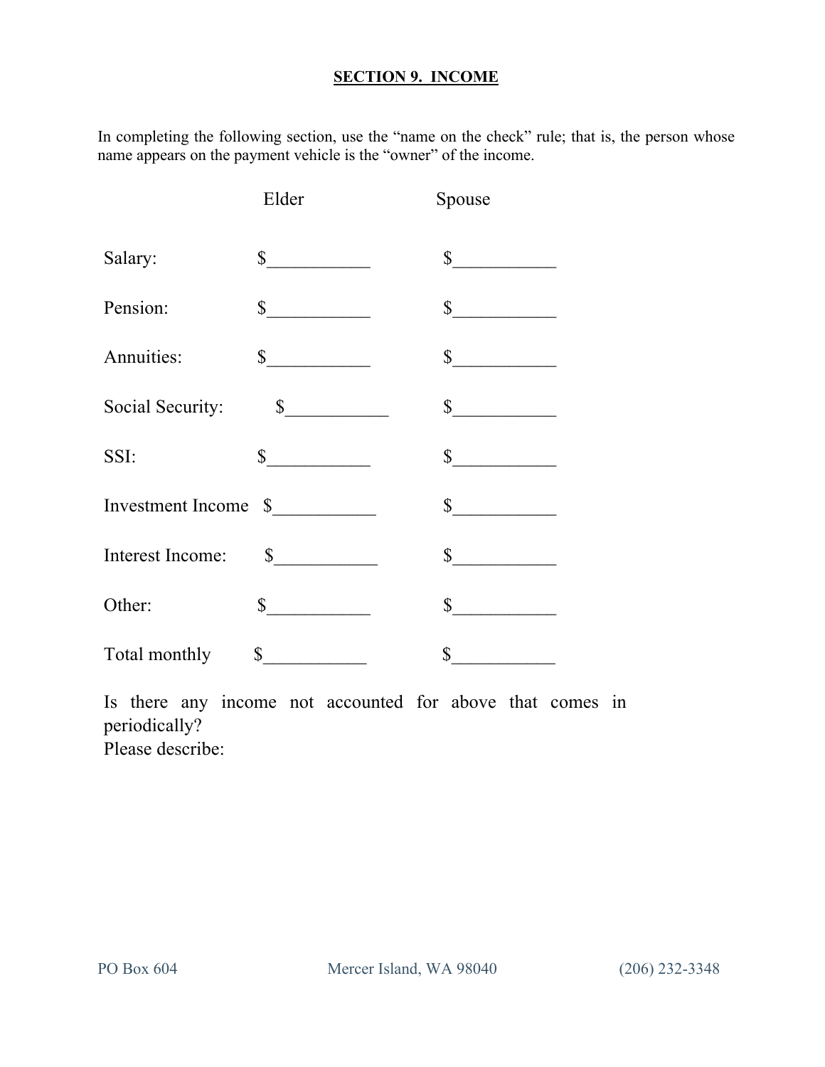## SECTION 9. INCOME

In completing the following section, use the "name on the check" rule; that is, the person whose name appears on the payment vehicle is the "owner" of the income.

| | Elder | Spouse |
|---|---|---|
| Salary: | $___________ | $___________ |
| Pension: | $___________ | $___________ |
| Annuities: | $___________ | $___________ |
| Social Security: | $___________ | $___________ |
| SSI: | $___________ | $___________ |
| Investment Income | $___________ | $___________ |
| Interest Income: | $___________ | $___________ |
| Other: | $___________ | $___________ |
| Total monthly | $___________ | $___________ |

Is there any income not accounted for above that comes in periodically?
Please describe:

PO Box 604 Mercer Island, WA 98040 (206) 232-3348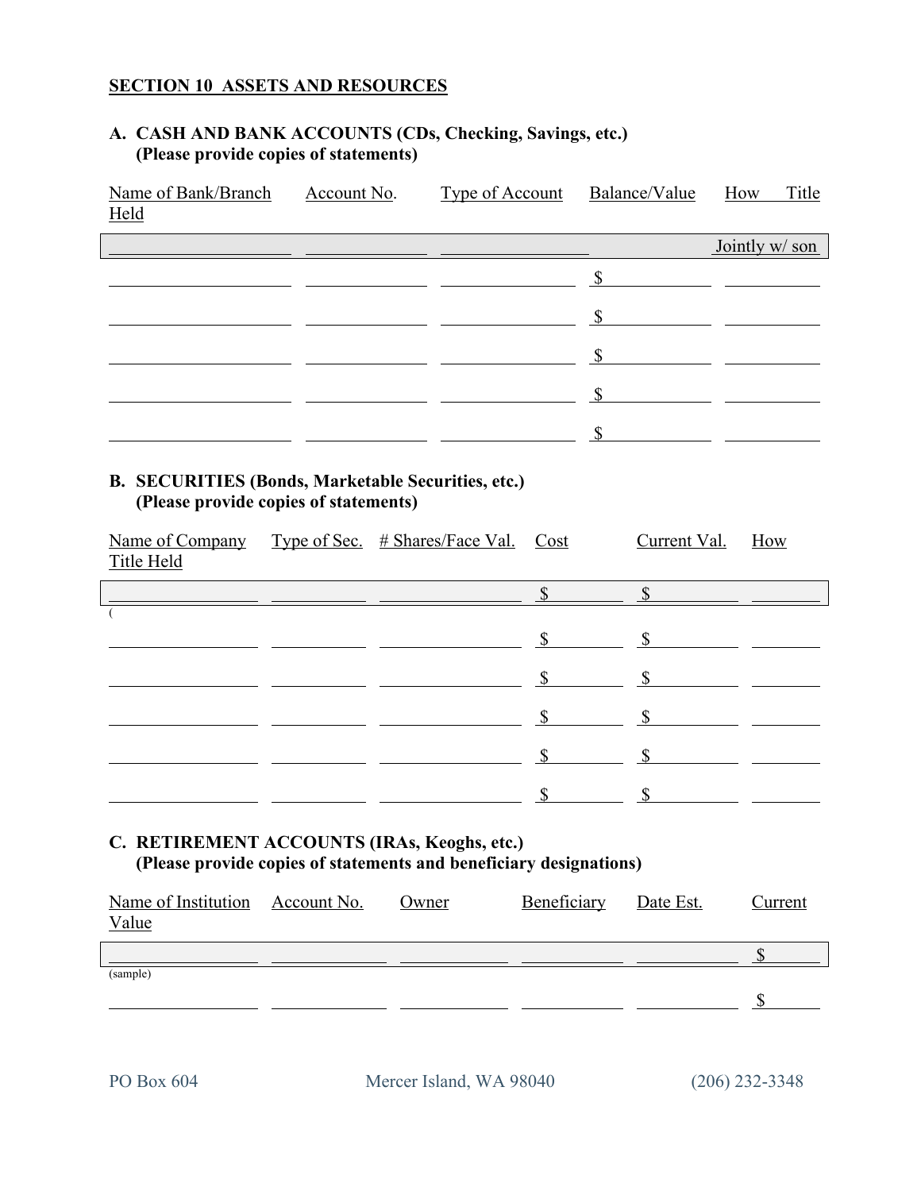**SECTION 10 ASSETS AND RESOURCES**

**A. CASH AND BANK ACCOUNTS (CDs, Checking, Savings, etc.)**
**(Please provide copies of statements)**

| Name of Bank/Branch | Account No. | Type of Account | Balance/Value | How Title Held |
|---|---|---|---|---|
| | | | | Jointly w/ son |
| | | | $ | |
| | | | $ | |
| | | | $ | |
| | | | $ | |
| | | | $ | |

**B. SECURITIES (Bonds, Marketable Securities, etc.)**
**(Please provide copies of statements)**

| Name of Company | Type of Sec. | # Shares/Face Val. | Cost | Current Val. | How Title Held |
|---|---|---|---|---|---|
| | | | $ | $ | |
| ( | | | | | |
| | | | $ | $ | |
| | | | $ | $ | |
| | | | $ | $ | |
| | | | $ | $ | |
| | | | $ | $ | |

**C. RETIREMENT ACCOUNTS (IRAs, Keoghs, etc.)**
**(Please provide copies of statements and beneficiary designations)**

| Name of Institution | Account No. | Owner | Beneficiary | Date Est. | Current Value |
|---|---|---|---|---|---|
| | | | | | $ |
| (sample) | | | | | |
| | | | | | $ |

PO Box 604 Mercer Island, WA 98040 (206) 232-3348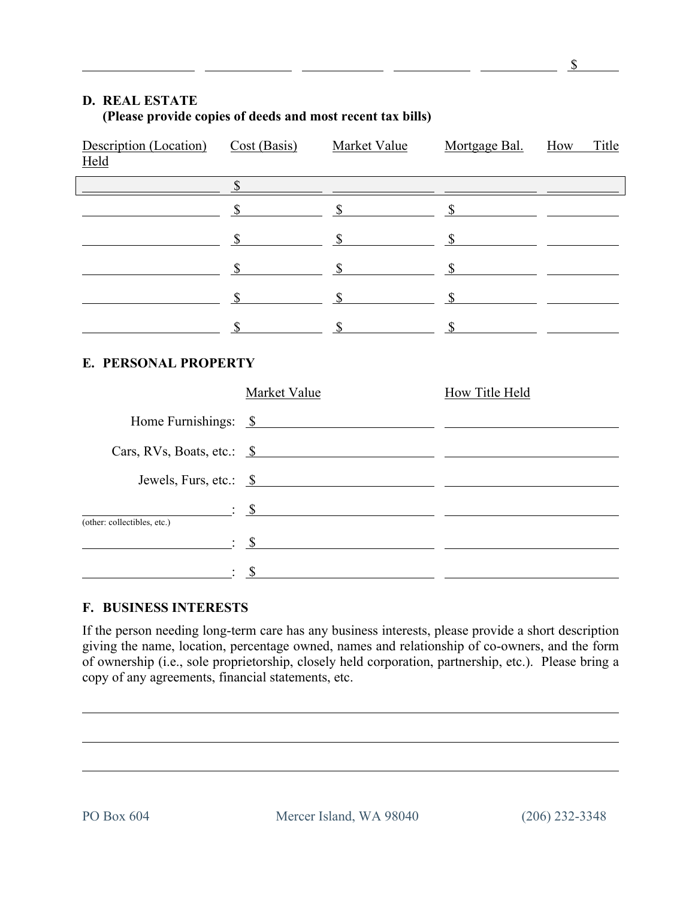| | | | | | $ |
|---|---|---|---|---|---|

**D. REAL ESTATE**
**(Please provide copies of deeds and most recent tax bills)**

| Description (Location) | Cost (Basis) | Market Value | Mortgage Bal. | How Title Held |
|---|---|---|---|---|
| | $ | | | |
| | $ | $ | $ | |
| | $ | $ | $ | |
| | $ | $ | $ | |
| | $ | $ | $ | |
| | $ | $ | $ | |

**E. PERSONAL PROPERTY**

| | Market Value | How Title Held |
|---|---|---|
| Home Furnishings: | $ | |
| Cars, RVs, Boats, etc.: | $ | |
| Jewels, Furs, etc.: | $ | |
| ______: (other: collectibles, etc.) | $ | |
| ______: | $ | |
| ______: | $ | |

**F. BUSINESS INTERESTS**

If the person needing long-term care has any business interests, please provide a short description giving the name, location, percentage owned, names and relationship of co-owners, and the form of ownership (i.e., sole proprietorship, closely held corporation, partnership, etc.). Please bring a copy of any agreements, financial statements, etc.

PO Box 604 Mercer Island, WA 98040 (206) 232-3348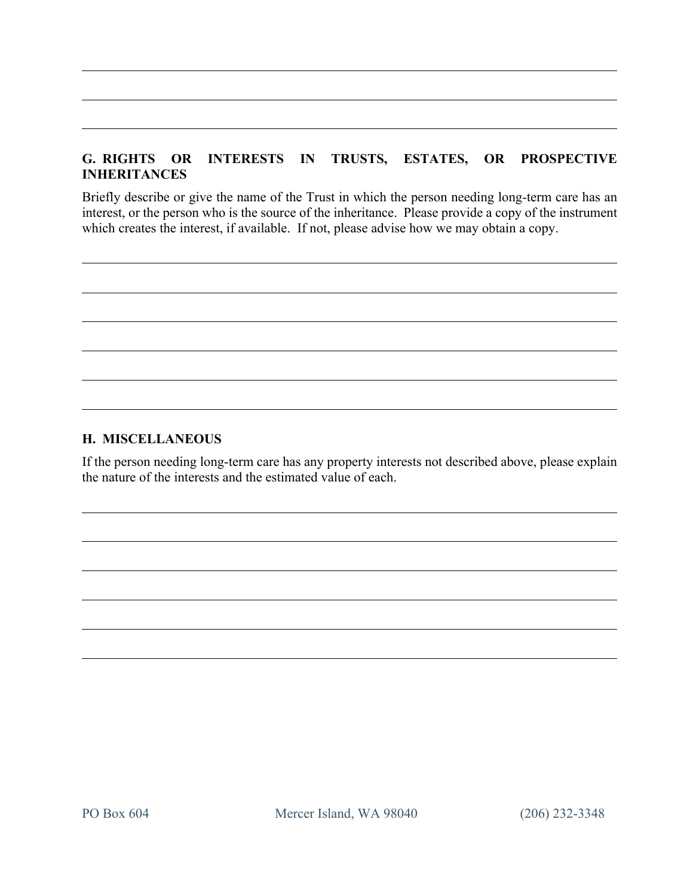## G. RIGHTS OR INTERESTS IN TRUSTS, ESTATES, OR PROSPECTIVE INHERITANCES

Briefly describe or give the name of the Trust in which the person needing long-term care has an interest, or the person who is the source of the inheritance. Please provide a copy of the instrument which creates the interest, if available. If not, please advise how we may obtain a copy.

## H. MISCELLANEOUS

If the person needing long-term care has any property interests not described above, please explain the nature of the interests and the estimated value of each.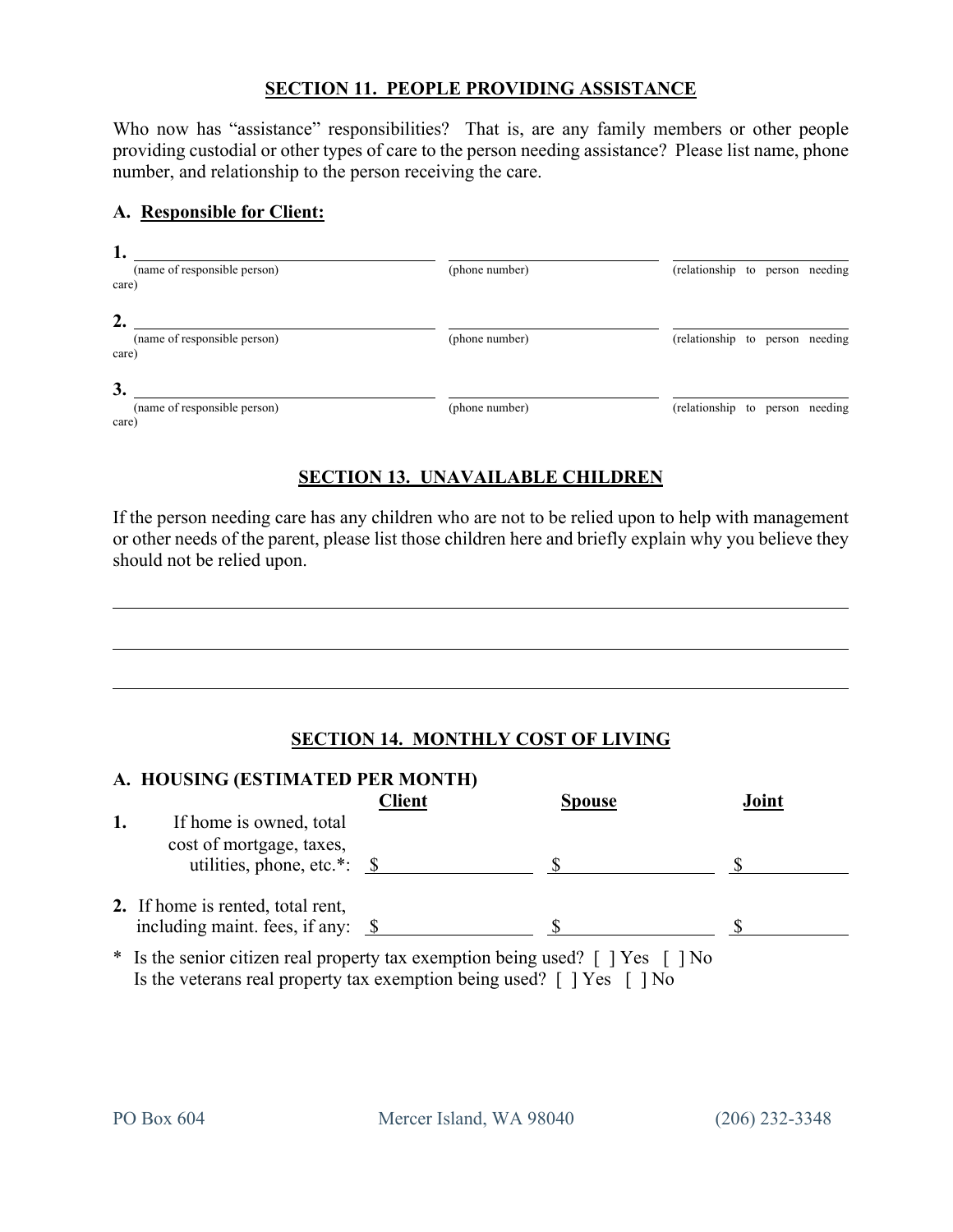## SECTION 11. PEOPLE PROVIDING ASSISTANCE

Who now has "assistance" responsibilities? That is, are any family members or other people providing custodial or other types of care to the person needing assistance? Please list name, phone number, and relationship to the person receiving the care.

### A. Responsible for Client:

| | (name of responsible person) | (phone number) | (relationship to person needing care) |
|---|---|---|---|
| **1.** | | | |
| **2.** | | | |
| **3.** | | | |

## SECTION 13. UNAVAILABLE CHILDREN

If the person needing care has any children who are not to be relied upon to help with management or other needs of the parent, please list those children here and briefly explain why you believe they should not be relied upon.

\_\_\_\_\_\_\_\_\_\_\_\_\_\_\_\_\_\_\_\_\_\_\_\_\_\_\_\_\_\_\_\_\_\_\_\_\_\_\_\_

\_\_\_\_\_\_\_\_\_\_\_\_\_\_\_\_\_\_\_\_\_\_\_\_\_\_\_\_\_\_\_\_\_\_\_\_\_\_\_\_

\_\_\_\_\_\_\_\_\_\_\_\_\_\_\_\_\_\_\_\_\_\_\_\_\_\_\_\_\_\_\_\_\_\_\_\_\_\_\_\_

## SECTION 14. MONTHLY COST OF LIVING

### A. HOUSING (ESTIMATED PER MONTH)

| | Client | Spouse | Joint |
|---|---|---|---|
| **1.** If home is owned, total cost of mortgage, taxes, utilities, phone, etc.*: | $ | $ | $ |
| **2.** If home is rented, total rent, including maint. fees, if any: | $ | $ | $ |

\* Is the senior citizen real property tax exemption being used? [ ] Yes [ ] No
Is the veterans real property tax exemption being used? [ ] Yes [ ] No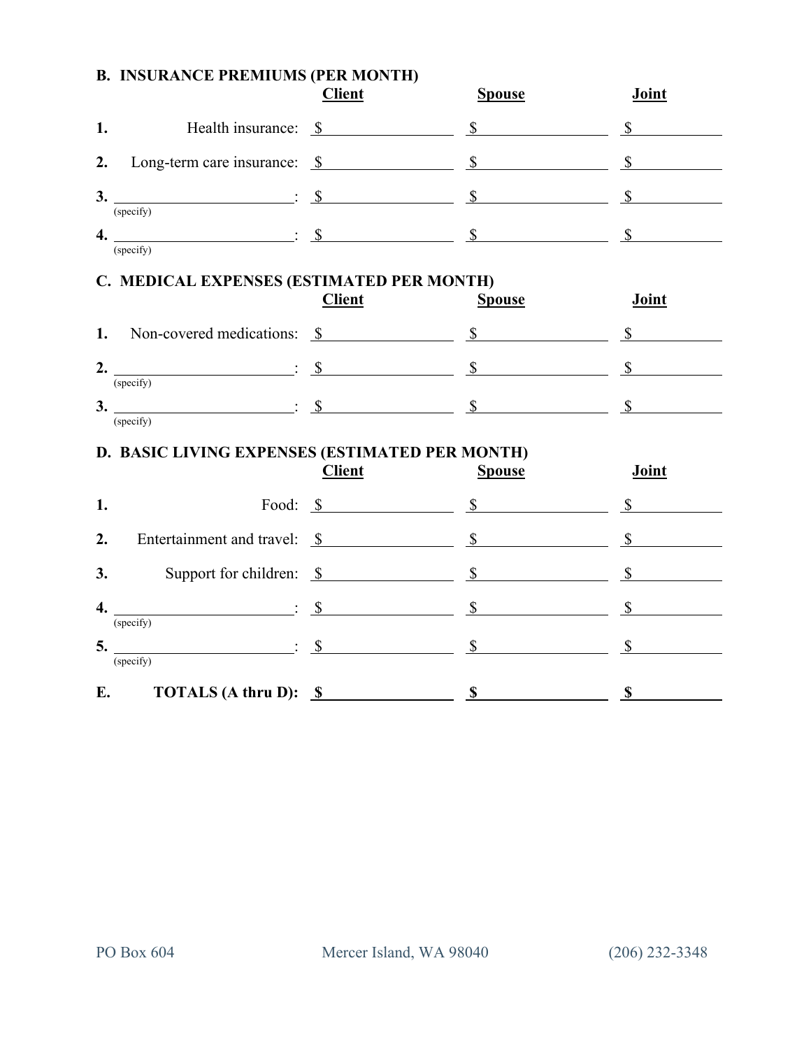## B. INSURANCE PREMIUMS (PER MONTH)

| | | Client | Spouse | Joint |
|---|---|---|---|---|
| 1. | Health insurance: | $ | $ | $ |
| 2. | Long-term care insurance: | $ | $ | $ |
| 3. | _______________ (specify): | $ | $ | $ |
| 4. | _______________ (specify): | $ | $ | $ |

## C. MEDICAL EXPENSES (ESTIMATED PER MONTH)

| | | Client | Spouse | Joint |
|---|---|---|---|---|
| 1. | Non-covered medications: | $ | $ | $ |
| 2. | _______________ (specify): | $ | $ | $ |
| 3. | _______________ (specify): | $ | $ | $ |

## D. BASIC LIVING EXPENSES (ESTIMATED PER MONTH)

| | | Client | Spouse | Joint |
|---|---|---|---|---|
| 1. | Food: | $ | $ | $ |
| 2. | Entertainment and travel: | $ | $ | $ |
| 3. | Support for children: | $ | $ | $ |
| 4. | _______________ (specify): | $ | $ | $ |
| 5. | _______________ (specify): | $ | $ | $ |

| | | | | |
|---|---|---|---|---|
| **E.** | **TOTALS (A thru D):** | **$** | **$** | **$** |

PO Box 604 Mercer Island, WA 98040 (206) 232-3348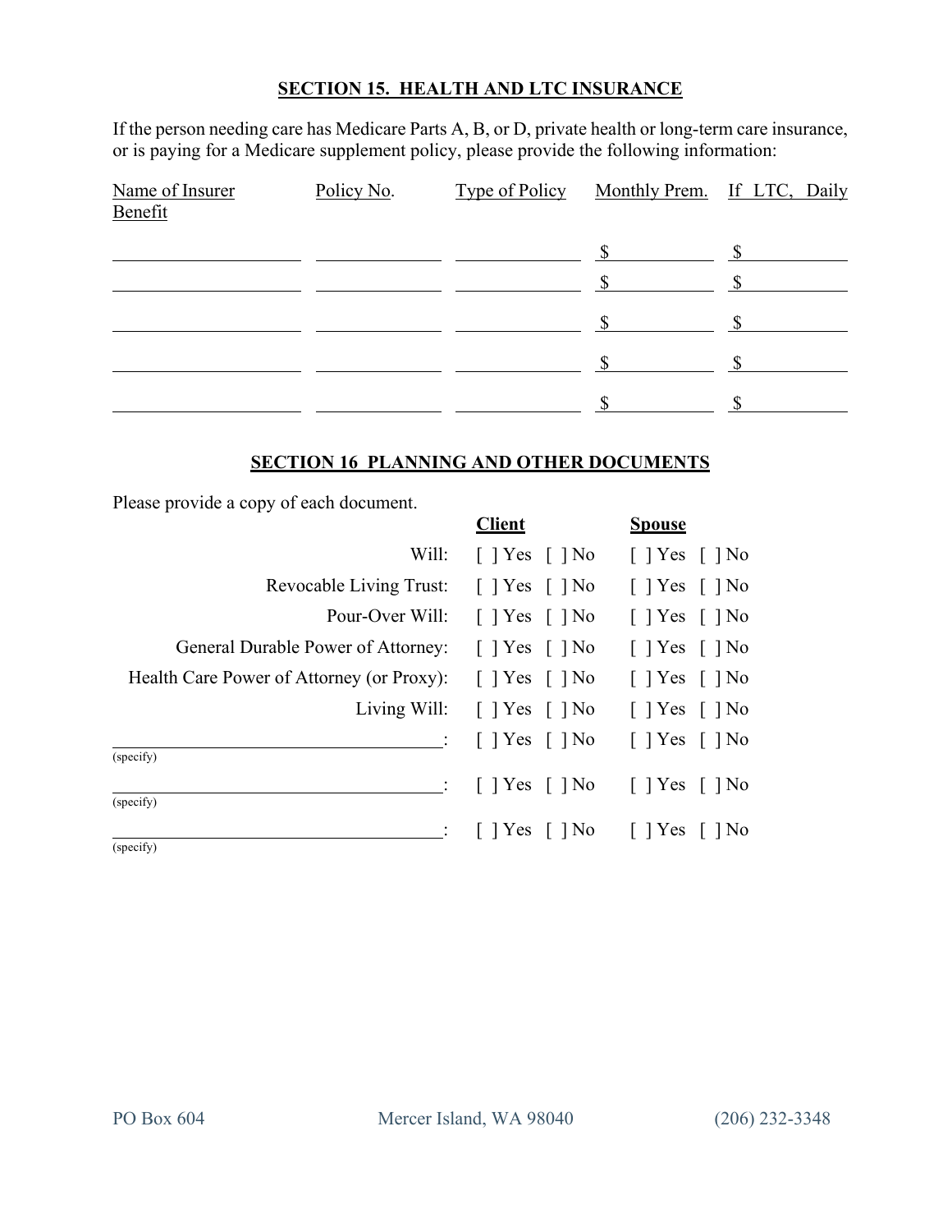## SECTION 15. HEALTH AND LTC INSURANCE

If the person needing care has Medicare Parts A, B, or D, private health or long-term care insurance, or is paying for a Medicare supplement policy, please provide the following information:

| Name of Insurer | Policy No. | Type of Policy | Monthly Prem. | If LTC, Daily Benefit |
|---|---|---|---|---|
| | | | $ | $ |
| | | | $ | $ |
| | | | $ | $ |
| | | | $ | $ |
| | | | $ | $ |

## SECTION 16 PLANNING AND OTHER DOCUMENTS

Please provide a copy of each document.

| | Client | Spouse |
|---|---|---|
| Will: | [ ] Yes [ ] No | [ ] Yes [ ] No |
| Revocable Living Trust: | [ ] Yes [ ] No | [ ] Yes [ ] No |
| Pour-Over Will: | [ ] Yes [ ] No | [ ] Yes [ ] No |
| General Durable Power of Attorney: | [ ] Yes [ ] No | [ ] Yes [ ] No |
| Health Care Power of Attorney (or Proxy): | [ ] Yes [ ] No | [ ] Yes [ ] No |
| Living Will: | [ ] Yes [ ] No | [ ] Yes [ ] No |
| ____________________ (specify): | [ ] Yes [ ] No | [ ] Yes [ ] No |
| ____________________ (specify): | [ ] Yes [ ] No | [ ] Yes [ ] No |
| ____________________ (specify): | [ ] Yes [ ] No | [ ] Yes [ ] No |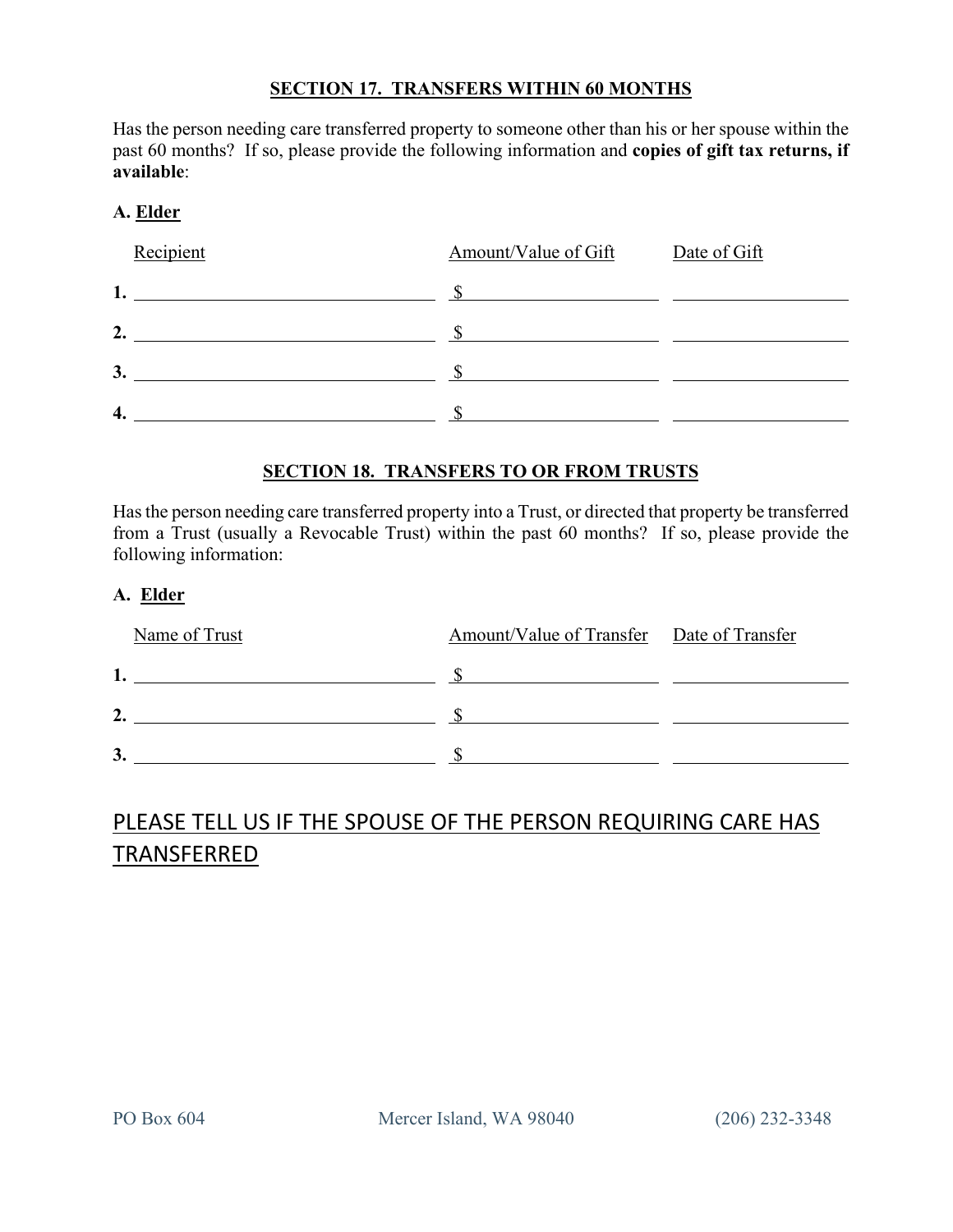## SECTION 17. TRANSFERS WITHIN 60 MONTHS

Has the person needing care transferred property to someone other than his or her spouse within the past 60 months? If so, please provide the following information and **copies of gift tax returns, if available**:

**A. Elder**

| | Recipient | Amount/Value of Gift | Date of Gift |
|---|---|---|---|
| **1.** | | $ | |
| **2.** | | $ | |
| **3.** | | $ | |
| **4.** | | $ | |

## SECTION 18. TRANSFERS TO OR FROM TRUSTS

Has the person needing care transferred property into a Trust, or directed that property be transferred from a Trust (usually a Revocable Trust) within the past 60 months? If so, please provide the following information:

**A. Elder**

| | Name of Trust | Amount/Value of Transfer | Date of Transfer |
|---|---|---|---|
| **1.** | | $ | |
| **2.** | | $ | |
| **3.** | | $ | |

PLEASE TELL US IF THE SPOUSE OF THE PERSON REQUIRING CARE HAS TRANSFERRED

PO Box 604 Mercer Island, WA 98040 (206) 232-3348